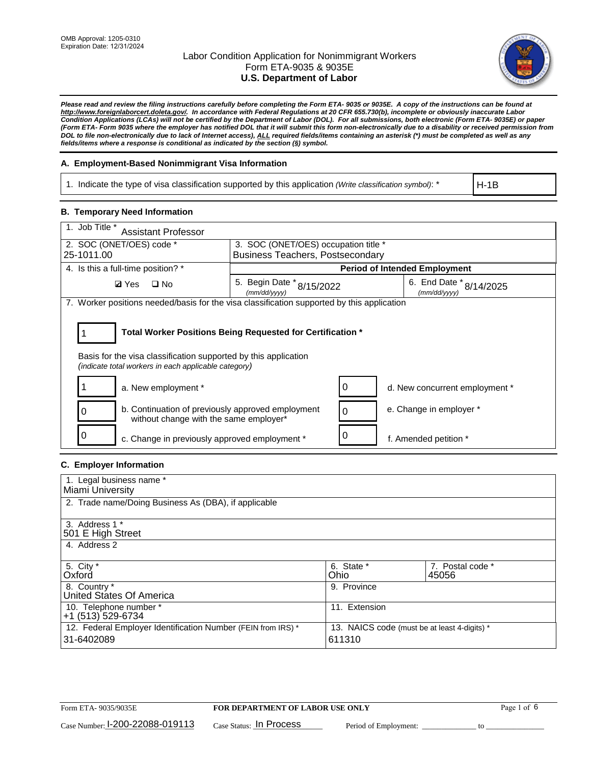OMB Approval: 1205-0310
Expiration Date: 12/31/2024

# Labor Condition Application for Nonimmigrant Workers
## Form ETA-9035 & 9035E
## U.S. Department of Labor

***Please read and review the filing instructions carefully before completing the Form ETA- 9035 or 9035E. A copy of the instructions can be found at http://www.foreignlaborcert.doleta.gov/. In accordance with Federal Regulations at 20 CFR 655.730(b), incomplete or obviously inaccurate Labor Condition Applications (LCAs) will not be certified by the Department of Labor (DOL). For all submissions, both electronic (Form ETA- 9035E) or paper (Form ETA- Form 9035 where the employer has notified DOL that it will submit this form non-electronically due to a disability or received permission from DOL to file non-electronically due to lack of Internet access), ALL required fields/items containing an asterisk (*) must be completed as well as any fields/items where a response is conditional as indicated by the section (§) symbol.***

### A. Employment-Based Nonimmigrant Visa Information

| 1. Indicate the type of visa classification supported by this application *(Write classification symbol)*: * | H-1B |
|---|---|

### B. Temporary Need Information

| 1. Job Title * Assistant Professor | | |
|---|---|---|
| 2. SOC (ONET/OES) code * 25-1011.00 | 3. SOC (ONET/OES) occupation title * Business Teachers, Postsecondary | |
| 4. Is this a full-time position? * | **Period of Intended Employment** | |
| ☑ Yes ☐ No | 5. Begin Date * (mm/dd/yyyy) 8/15/2022 | 6. End Date * (mm/dd/yyyy) 8/14/2025 |

7. Worker positions needed/basis for the visa classification supported by this application

1 **Total Worker Positions Being Requested for Certification ***

Basis for the visa classification supported by this application
*(indicate total workers in each applicable category)*

| | | | |
|---|---|---|---|
| 1 | a. New employment * | 0 | d. New concurrent employment * |
| 0 | b. Continuation of previously approved employment without change with the same employer* | 0 | e. Change in employer * |
| 0 | c. Change in previously approved employment * | 0 | f. Amended petition * |

### C. Employer Information

| | | |
|---|---|---|
| 1. Legal business name * Miami University | | |
| 2. Trade name/Doing Business As (DBA), if applicable | | |
| 3. Address 1 * 501 E High Street | | |
| 4. Address 2 | | |
| 5. City * Oxford | 6. State * Ohio | 7. Postal code * 45056 |
| 8. Country * United States Of America | 9. Province | |
| 10. Telephone number * +1 (513) 529-6734 | 11. Extension | |
| 12. Federal Employer Identification Number (FEIN from IRS) * 31-6402089 | 13. NAICS code (must be at least 4-digits) * 611310 | |

Form ETA- 9035/9035E **FOR DEPARTMENT OF LABOR USE ONLY**

Case Number: I-200-22088-019113 Case Status: In Process Period of Employment: _____________ to _____________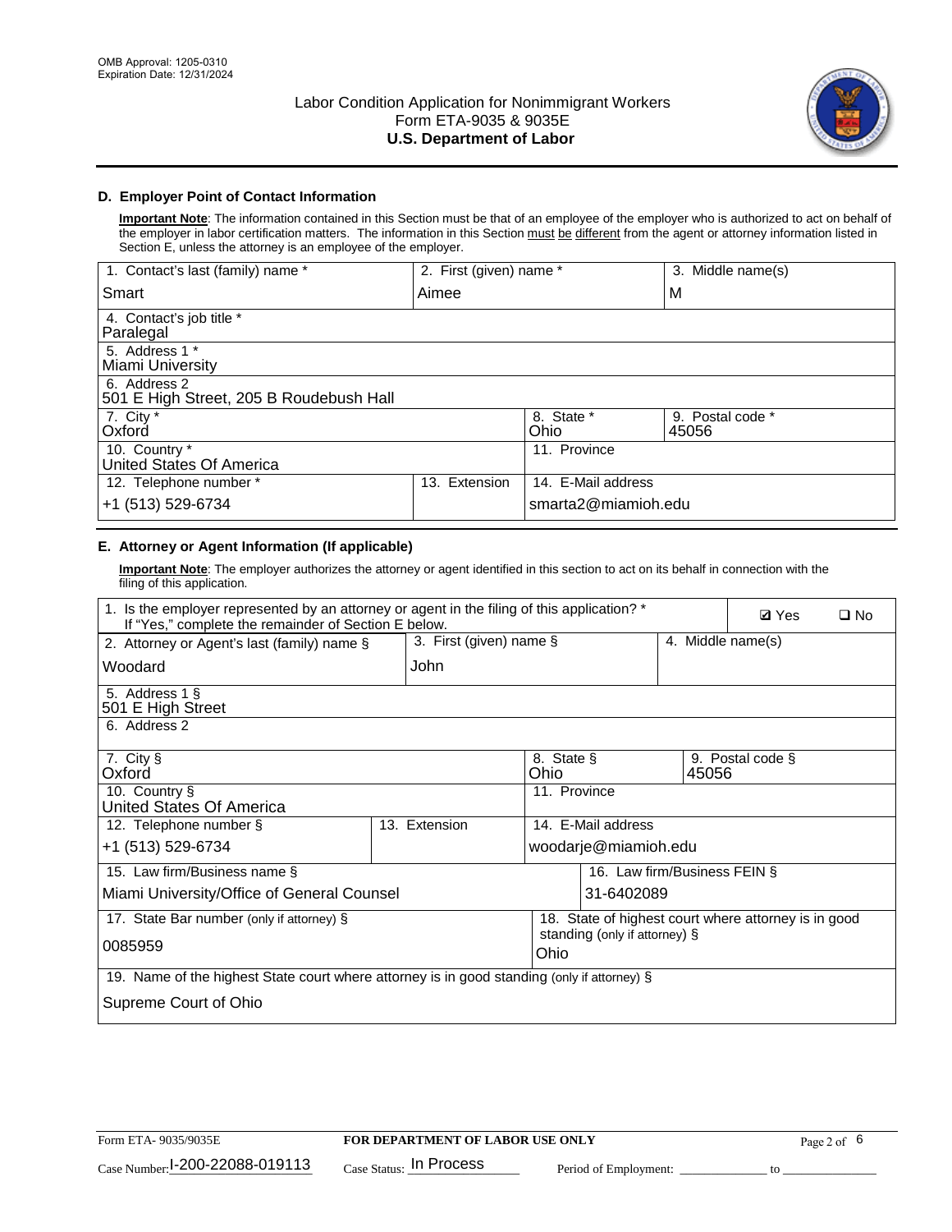OMB Approval: 1205-0310
Expiration Date: 12/31/2024

# Labor Condition Application for Nonimmigrant Workers
## Form ETA-9035 & 9035E
## U.S. Department of Labor

### D. Employer Point of Contact Information

**Important Note**: The information contained in this Section must be that of an employee of the employer who is authorized to act on behalf of the employer in labor certification matters. The information in this Section must be different from the agent or attorney information listed in Section E, unless the attorney is an employee of the employer.

| 1. Contact's last (family) name * | 2. First (given) name * | 3. Middle name(s) |
|---|---|---|
| Smart | Aimee | M |
| 4. Contact's job title * Paralegal | | |
| 5. Address 1 * Miami University | | |
| 6. Address 2 501 E High Street, 205 B Roudebush Hall | | |
| 7. City * Oxford | 8. State * Ohio | 9. Postal code * 45056 |
| 10. Country * United States Of America | 11. Province | |
| 12. Telephone number * +1 (513) 529-6734 | 13. Extension | 14. E-Mail address smarta2@miamioh.edu |

### E. Attorney or Agent Information (If applicable)

**Important Note**: The employer authorizes the attorney or agent identified in this section to act on its behalf in connection with the filing of this application.

| 1. Is the employer represented by an attorney or agent in the filing of this application? * If "Yes," complete the remainder of Section E below. | | ☑ Yes ☐ No |
|---|---|---|
| 2. Attorney or Agent's last (family) name § Woodard | 3. First (given) name § John | 4. Middle name(s) |
| 5. Address 1 § 501 E High Street | | |
| 6. Address 2 | | |
| 7. City § Oxford | 8. State § Ohio | 9. Postal code § 45056 |
| 10. Country § United States Of America | 11. Province | |
| 12. Telephone number § +1 (513) 529-6734 | 13. Extension | 14. E-Mail address woodarje@miamioh.edu |
| 15. Law firm/Business name § Miami University/Office of General Counsel | | 16. Law firm/Business FEIN § 31-6402089 |
| 17. State Bar number (only if attorney) § 0085959 | | 18. State of highest court where attorney is in good standing (only if attorney) § Ohio |
| 19. Name of the highest State court where attorney is in good standing (only if attorney) § Supreme Court of Ohio | | |

Form ETA- 9035/9035E | FOR DEPARTMENT OF LABOR USE ONLY

Case Number: I-200-22088-019113 Case Status: In Process Period of Employment: _____________ to _______________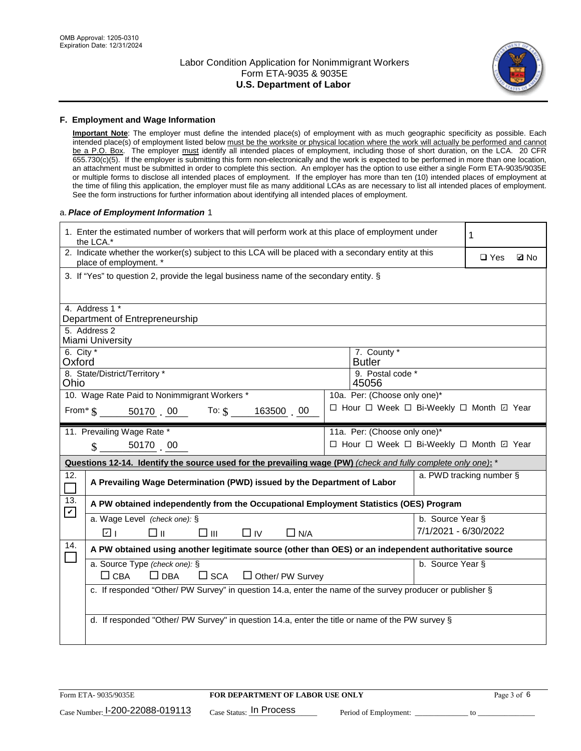## F. Employment and Wage Information

**Important Note**: The employer must define the intended place(s) of employment with as much geographic specificity as possible. Each intended place(s) of employment listed below must be the worksite or physical location where the work will actually be performed and cannot be a P.O. Box. The employer must identify all intended places of employment, including those of short duration, on the LCA. 20 CFR 655.730(c)(5). If the employer is submitting this form non-electronically and the work is expected to be performed in more than one location, an attachment must be submitted in order to complete this section. An employer has the option to use either a single Form ETA-9035/9035E or multiple forms to disclose all intended places of employment. If the employer has more than ten (10) intended places of employment at the time of filing this application, the employer must file as many additional LCAs as are necessary to list all intended places of employment. See the form instructions for further information about identifying all intended places of employment.

a. ***Place of Employment Information*** 1

| | |
|---|---|
| 1. Enter the estimated number of workers that will perform work at this place of employment under the LCA.* | 1 |
| 2. Indicate whether the worker(s) subject to this LCA will be placed with a secondary entity at this place of employment. * | ☐ Yes ☑ No |
| 3. If "Yes" to question 2, provide the legal business name of the secondary entity. § | |
| 4. Address 1 * Department of Entrepreneurship | |
| 5. Address 2 Miami University | |
| 6. City * Oxford | 7. County * Butler |
| 8. State/District/Territory * Ohio | 9. Postal code * 45056 |
| 10. Wage Rate Paid to Nonimmigrant Workers * From* $ 50170 . 00 To: $ 163500 . 00 | 10a. Per: (Choose only one)* ☐ Hour ☐ Week ☐ Bi-Weekly ☐ Month ☑ Year |
| 11. Prevailing Wage Rate * $ 50170 . 00 | 11a. Per: (Choose only one)* ☐ Hour ☐ Week ☐ Bi-Weekly ☐ Month ☑ Year |

**Questions 12-14. Identify the source used for the prevailing wage (PW)** *(check and fully complete only one)*: *

| | | |
|---|---|---|
| 12. ☐ | **A Prevailing Wage Determination (PWD) issued by the Department of Labor** | a. PWD tracking number § |
| 13. ☑ | **A PW obtained independently from the Occupational Employment Statistics (OES) Program** | |
| | a. Wage Level *(check one)*: § ☑ I ☐ II ☐ III ☐ IV ☐ N/A | b. Source Year § 7/1/2021 - 6/30/2022 |
| 14. ☐ | **A PW obtained using another legitimate source (other than OES) or an independent authoritative source** | |
| | a. Source Type *(check one)*: § ☐ CBA ☐ DBA ☐ SCA ☐ Other/ PW Survey | b. Source Year § |
| | c. If responded "Other/ PW Survey" in question 14.a, enter the name of the survey producer or publisher § | |
| | d. If responded "Other/ PW Survey" in question 14.a, enter the title or name of the PW survey § | |

Form ETA- 9035/9035E | **FOR DEPARTMENT OF LABOR USE ONLY**

Case Number: I-200-22088-019113 Case Status: In Process Period of Employment: _____________ to _______________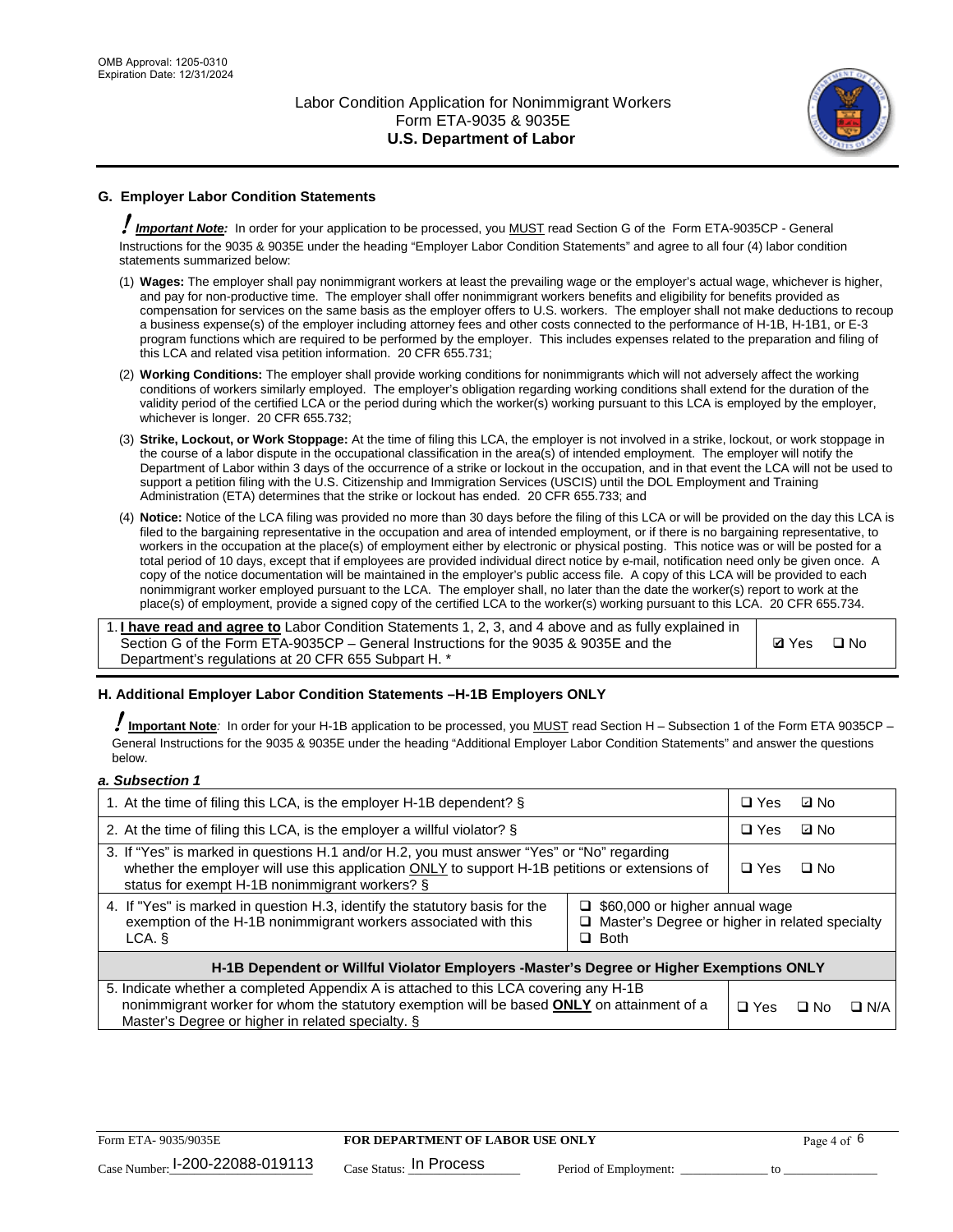## G. Employer Labor Condition Statements

! ***Important Note:*** In order for your application to be processed, you MUST read Section G of the Form ETA-9035CP - General Instructions for the 9035 & 9035E under the heading "Employer Labor Condition Statements" and agree to all four (4) labor condition statements summarized below:

(1) **Wages:** The employer shall pay nonimmigrant workers at least the prevailing wage or the employer's actual wage, whichever is higher, and pay for non-productive time. The employer shall offer nonimmigrant workers benefits and eligibility for benefits provided as compensation for services on the same basis as the employer offers to U.S. workers. The employer shall not make deductions to recoup a business expense(s) of the employer including attorney fees and other costs connected to the performance of H-1B, H-1B1, or E-3 program functions which are required to be performed by the employer. This includes expenses related to the preparation and filing of this LCA and related visa petition information. 20 CFR 655.731;

(2) **Working Conditions:** The employer shall provide working conditions for nonimmigrants which will not adversely affect the working conditions of workers similarly employed. The employer's obligation regarding working conditions shall extend for the duration of the validity period of the certified LCA or the period during which the worker(s) working pursuant to this LCA is employed by the employer, whichever is longer. 20 CFR 655.732;

(3) **Strike, Lockout, or Work Stoppage:** At the time of filing this LCA, the employer is not involved in a strike, lockout, or work stoppage in the course of a labor dispute in the occupational classification in the area(s) of intended employment. The employer will notify the Department of Labor within 3 days of the occurrence of a strike or lockout in the occupation, and in that event the LCA will not be used to support a petition filing with the U.S. Citizenship and Immigration Services (USCIS) until the DOL Employment and Training Administration (ETA) determines that the strike or lockout has ended. 20 CFR 655.733; and

(4) **Notice:** Notice of the LCA filing was provided no more than 30 days before the filing of this LCA or will be provided on the day this LCA is filed to the bargaining representative in the occupation and area of intended employment, or if there is no bargaining representative, to workers in the occupation at the place(s) of employment either by electronic or physical posting. This notice was or will be posted for a total period of 10 days, except that if employees are provided individual direct notice by e-mail, notification need only be given once. A copy of the notice documentation will be maintained in the employer's public access file. A copy of this LCA will be provided to each nonimmigrant worker employed pursuant to the LCA. The employer shall, no later than the date the worker(s) report to work at the place(s) of employment, provide a signed copy of the certified LCA to the worker(s) working pursuant to this LCA. 20 CFR 655.734.

| | |
|---|---|
| 1. **I have read and agree to** Labor Condition Statements 1, 2, 3, and 4 above and as fully explained in Section G of the Form ETA-9035CP – General Instructions for the 9035 & 9035E and the Department's regulations at 20 CFR 655 Subpart H. * | ☑ Yes ☐ No |

## H. Additional Employer Labor Condition Statements –H-1B Employers ONLY

! **Important Note**: In order for your H-1B application to be processed, you MUST read Section H – Subsection 1 of the Form ETA 9035CP – General Instructions for the 9035 & 9035E under the heading "Additional Employer Labor Condition Statements" and answer the questions below.

***a. Subsection 1***

| | | |
|---|---|---|
| 1. At the time of filing this LCA, is the employer H-1B dependent? § | | ☐ Yes ☑ No |
| 2. At the time of filing this LCA, is the employer a willful violator? § | | ☐ Yes ☑ No |
| 3. If "Yes" is marked in questions H.1 and/or H.2, you must answer "Yes" or "No" regarding whether the employer will use this application ONLY to support H-1B petitions or extensions of status for exempt H-1B nonimmigrant workers? § | | ☐ Yes ☐ No |
| 4. If "Yes" is marked in question H.3, identify the statutory basis for the exemption of the H-1B nonimmigrant workers associated with this LCA. § | ☐ $60,000 or higher annual wage<br>☐ Master's Degree or higher in related specialty<br>☐ Both | |
| **H-1B Dependent or Willful Violator Employers -Master's Degree or Higher Exemptions ONLY** | | |
| 5. Indicate whether a completed Appendix A is attached to this LCA covering any H-1B nonimmigrant worker for whom the statutory exemption will be based **ONLY** on attainment of a Master's Degree or higher in related specialty. § | | ☐ Yes ☐ No ☐ N/A |

Form ETA- 9035/9035E | **FOR DEPARTMENT OF LABOR USE ONLY**

Case Number: I-200-22088-019113 Case Status: In Process Period of Employment: _____________ to _____________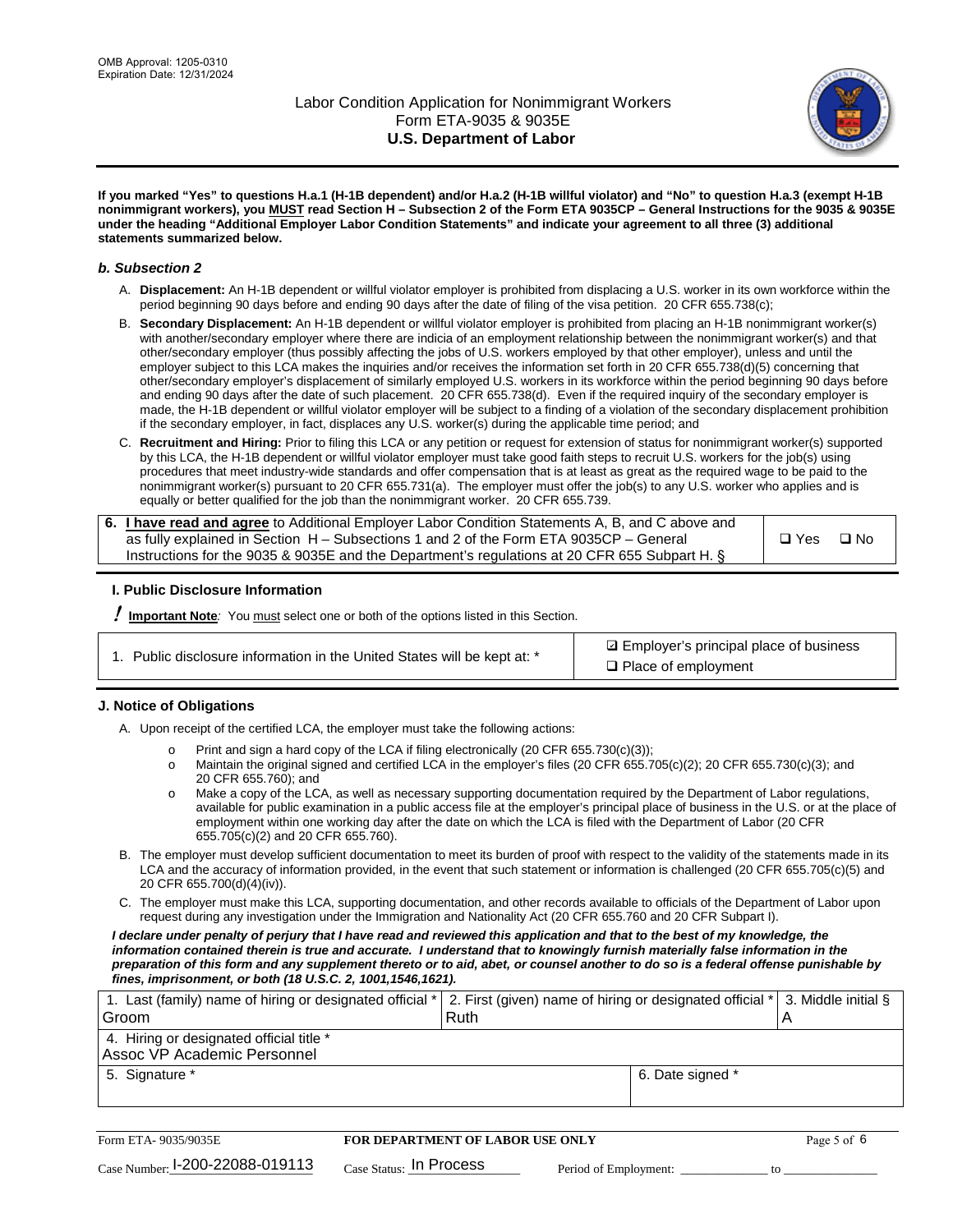**If you marked "Yes" to questions H.a.1 (H-1B dependent) and/or H.a.2 (H-1B willful violator) and "No" to question H.a.3 (exempt H-1B nonimmigrant workers), you MUST read Section H – Subsection 2 of the Form ETA 9035CP – General Instructions for the 9035 & 9035E under the heading "Additional Employer Labor Condition Statements" and indicate your agreement to all three (3) additional statements summarized below.**

### *b. Subsection 2*

A. **Displacement:** An H-1B dependent or willful violator employer is prohibited from displacing a U.S. worker in its own workforce within the period beginning 90 days before and ending 90 days after the date of filing of the visa petition. 20 CFR 655.738(c);

B. **Secondary Displacement:** An H-1B dependent or willful violator employer is prohibited from placing an H-1B nonimmigrant worker(s) with another/secondary employer where there are indicia of an employment relationship between the nonimmigrant worker(s) and that other/secondary employer (thus possibly affecting the jobs of U.S. workers employed by that other employer), unless and until the employer subject to this LCA makes the inquiries and/or receives the information set forth in 20 CFR 655.738(d)(5) concerning that other/secondary employer's displacement of similarly employed U.S. workers in its workforce within the period beginning 90 days before and ending 90 days after the date of such placement. 20 CFR 655.738(d). Even if the required inquiry of the secondary employer is made, the H-1B dependent or willful violator employer will be subject to a finding of a violation of the secondary displacement prohibition if the secondary employer, in fact, displaces any U.S. worker(s) during the applicable time period; and

C. **Recruitment and Hiring:** Prior to filing this LCA or any petition or request for extension of status for nonimmigrant worker(s) supported by this LCA, the H-1B dependent or willful violator employer must take good faith steps to recruit U.S. workers for the job(s) using procedures that meet industry-wide standards and offer compensation that is at least as great as the required wage to be paid to the nonimmigrant worker(s) pursuant to 20 CFR 655.731(a). The employer must offer the job(s) to any U.S. worker who applies and is equally or better qualified for the job than the nonimmigrant worker. 20 CFR 655.739.

| 6. **I have read and agree** to Additional Employer Labor Condition Statements A, B, and C above and as fully explained in Section H – Subsections 1 and 2 of the Form ETA 9035CP – General Instructions for the 9035 & 9035E and the Department's regulations at 20 CFR 655 Subpart H. § | ❑ Yes ❑ No |
|---|---|

## I. Public Disclosure Information

**! Important Note**: You must select one or both of the options listed in this Section.

| 1. Public disclosure information in the United States will be kept at: * | ☑ Employer's principal place of business<br>❑ Place of employment |
|---|---|

## J. Notice of Obligations

A. Upon receipt of the certified LCA, the employer must take the following actions:

- o Print and sign a hard copy of the LCA if filing electronically (20 CFR 655.730(c)(3));
- o Maintain the original signed and certified LCA in the employer's files (20 CFR 655.705(c)(2); 20 CFR 655.730(c)(3); and 20 CFR 655.760); and
- o Make a copy of the LCA, as well as necessary supporting documentation required by the Department of Labor regulations, available for public examination in a public access file at the employer's principal place of business in the U.S. or at the place of employment within one working day after the date on which the LCA is filed with the Department of Labor (20 CFR 655.705(c)(2) and 20 CFR 655.760).

B. The employer must develop sufficient documentation to meet its burden of proof with respect to the validity of the statements made in its LCA and the accuracy of information provided, in the event that such statement or information is challenged (20 CFR 655.705(c)(5) and 20 CFR 655.700(d)(4)(iv)).

C. The employer must make this LCA, supporting documentation, and other records available to officials of the Department of Labor upon request during any investigation under the Immigration and Nationality Act (20 CFR 655.760 and 20 CFR Subpart I).

***I declare under penalty of perjury that I have read and reviewed this application and that to the best of my knowledge, the information contained therein is true and accurate. I understand that to knowingly furnish materially false information in the preparation of this form and any supplement thereto or to aid, abet, or counsel another to do so is a federal offense punishable by fines, imprisonment, or both (18 U.S.C. 2, 1001,1546,1621).***

| 1. Last (family) name of hiring or designated official *<br>Groom | 2. First (given) name of hiring or designated official *<br>Ruth | 3. Middle initial §<br>A |
|---|---|---|
| 4. Hiring or designated official title *<br>Assoc VP Academic Personnel | | |
| 5. Signature * | 6. Date signed * | |

| Form ETA- 9035/9035E | FOR DEPARTMENT OF LABOR USE ONLY | |
|---|---|---|
| Case Number: I-200-22088-019113 | Case Status: In Process | Period of Employment: _____________ to _____________ |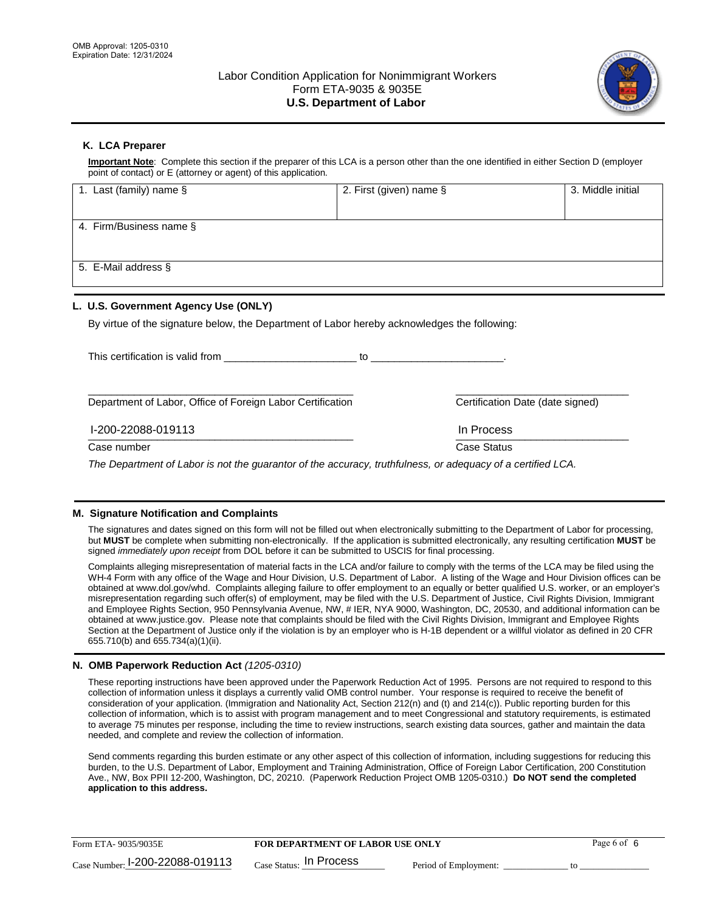## K. LCA Preparer

**Important Note**: Complete this section if the preparer of this LCA is a person other than the one identified in either Section D (employer point of contact) or E (attorney or agent) of this application.

| 1. Last (family) name § | 2. First (given) name § | 3. Middle initial |
|---|---|---|
| 4. Firm/Business name § | | |
| 5. E-Mail address § | | |

## L. U.S. Government Agency Use (ONLY)

By virtue of the signature below, the Department of Labor hereby acknowledges the following:

This certification is valid from _______________________ to _______________________.

_______________________________________________ Department of Labor, Office of Foreign Labor Certification

_______________________________ Certification Date (date signed)

I-200-22088-019113
Case number

In Process
Case Status

*The Department of Labor is not the guarantor of the accuracy, truthfulness, or adequacy of a certified LCA.*

## M. Signature Notification and Complaints

The signatures and dates signed on this form will not be filled out when electronically submitting to the Department of Labor for processing, but **MUST** be complete when submitting non-electronically. If the application is submitted electronically, any resulting certification **MUST** be signed *immediately upon receipt* from DOL before it can be submitted to USCIS for final processing.

Complaints alleging misrepresentation of material facts in the LCA and/or failure to comply with the terms of the LCA may be filed using the WH-4 Form with any office of the Wage and Hour Division, U.S. Department of Labor. A listing of the Wage and Hour Division offices can be obtained at www.dol.gov/whd. Complaints alleging failure to offer employment to an equally or better qualified U.S. worker, or an employer's misrepresentation regarding such offer(s) of employment, may be filed with the U.S. Department of Justice, Civil Rights Division, Immigrant and Employee Rights Section, 950 Pennsylvania Avenue, NW, # IER, NYA 9000, Washington, DC, 20530, and additional information can be obtained at www.justice.gov. Please note that complaints should be filed with the Civil Rights Division, Immigrant and Employee Rights Section at the Department of Justice only if the violation is by an employer who is H-1B dependent or a willful violator as defined in 20 CFR 655.710(b) and 655.734(a)(1)(ii).

## N. OMB Paperwork Reduction Act *(1205-0310)*

These reporting instructions have been approved under the Paperwork Reduction Act of 1995. Persons are not required to respond to this collection of information unless it displays a currently valid OMB control number. Your response is required to receive the benefit of consideration of your application. (Immigration and Nationality Act, Section 212(n) and (t) and 214(c)). Public reporting burden for this collection of information, which is to assist with program management and to meet Congressional and statutory requirements, is estimated to average 75 minutes per response, including the time to review instructions, search existing data sources, gather and maintain the data needed, and complete and review the collection of information.

Send comments regarding this burden estimate or any other aspect of this collection of information, including suggestions for reducing this burden, to the U.S. Department of Labor, Employment and Training Administration, Office of Foreign Labor Certification, 200 Constitution Ave., NW, Box PPII 12-200, Washington, DC, 20210. (Paperwork Reduction Project OMB 1205-0310.) **Do NOT send the completed application to this address.**